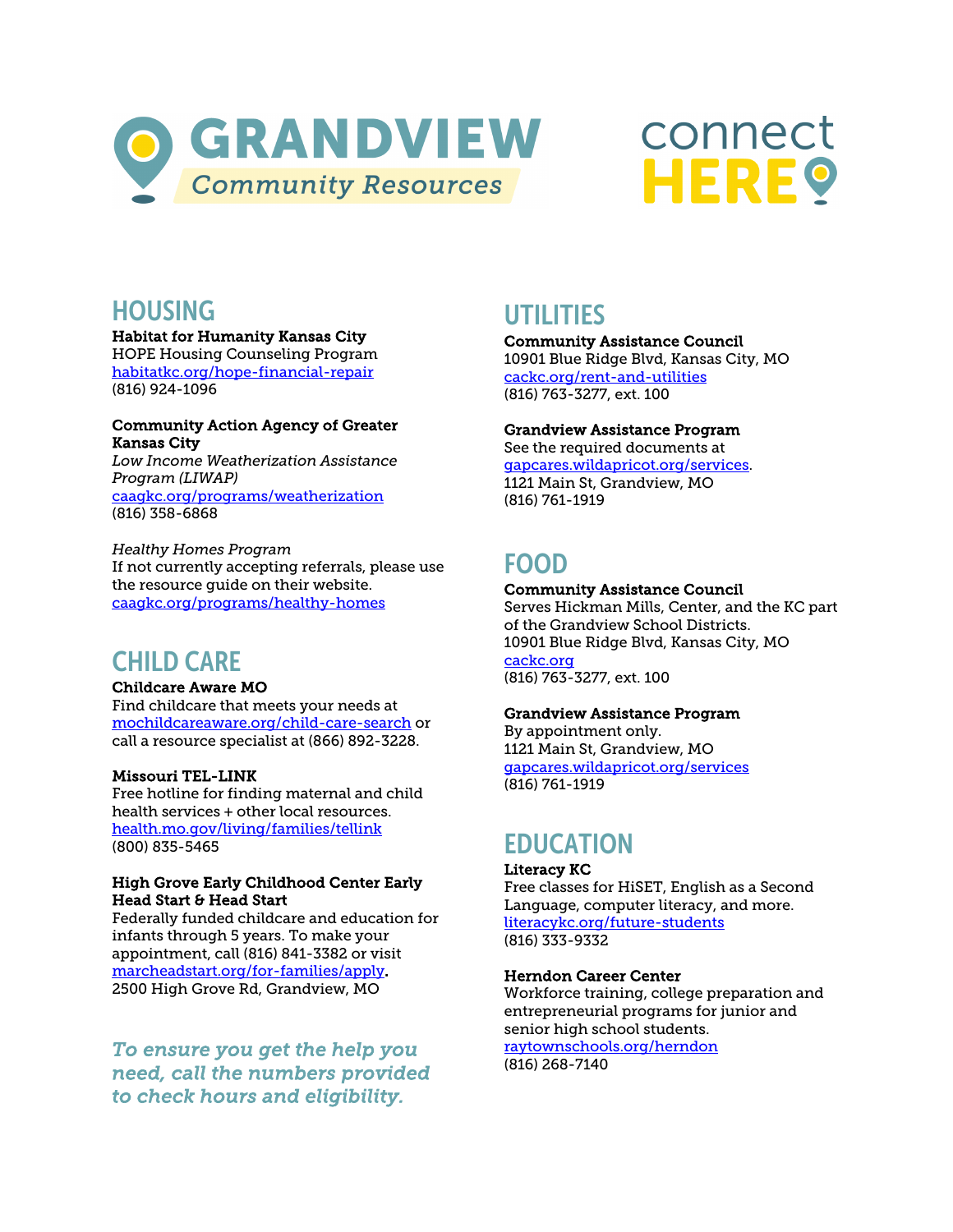# GRANDVIEW Community Resources

connect HERE

## HOUSING

**Habitat for Humanity Kansas City**
HOPE Housing Counseling Program
habitatkc.org/hope-financial-repair
(816) 924-1096

**Community Action Agency of Greater Kansas City**
*Low Income Weatherization Assistance Program (LIWAP)*
caagkc.org/programs/weatherization
(816) 358-6868

*Healthy Homes Program*
If not currently accepting referrals, please use the resource guide on their website.
caagkc.org/programs/healthy-homes

## CHILD CARE

**Childcare Aware MO**
Find childcare that meets your needs at mochildcareaware.org/child-care-search or call a resource specialist at (866) 892-3228.

**Missouri TEL-LINK**
Free hotline for finding maternal and child health services + other local resources.
health.mo.gov/living/families/tellink
(800) 835-5465

**High Grove Early Childhood Center Early Head Start & Head Start**
Federally funded childcare and education for infants through 5 years. To make your appointment, call (816) 841-3382 or visit marcheadstart.org/for-families/apply.
2500 High Grove Rd, Grandview, MO

*To ensure you get the help you need, call the numbers provided to check hours and eligibility.*

## UTILITIES

**Community Assistance Council**
10901 Blue Ridge Blvd, Kansas City, MO
cackc.org/rent-and-utilities
(816) 763-3277, ext. 100

**Grandview Assistance Program**
See the required documents at gapcares.wildapricot.org/services.
1121 Main St, Grandview, MO
(816) 761-1919

## FOOD

**Community Assistance Council**
Serves Hickman Mills, Center, and the KC part of the Grandview School Districts.
10901 Blue Ridge Blvd, Kansas City, MO
cackc.org
(816) 763-3277, ext. 100

**Grandview Assistance Program**
By appointment only.
1121 Main St, Grandview, MO
gapcares.wildapricot.org/services
(816) 761-1919

## EDUCATION

**Literacy KC**
Free classes for HiSET, English as a Second Language, computer literacy, and more.
literacykc.org/future-students
(816) 333-9332

**Herndon Career Center**
Workforce training, college preparation and entrepreneurial programs for junior and senior high school students.
raytownschools.org/herndon
(816) 268-7140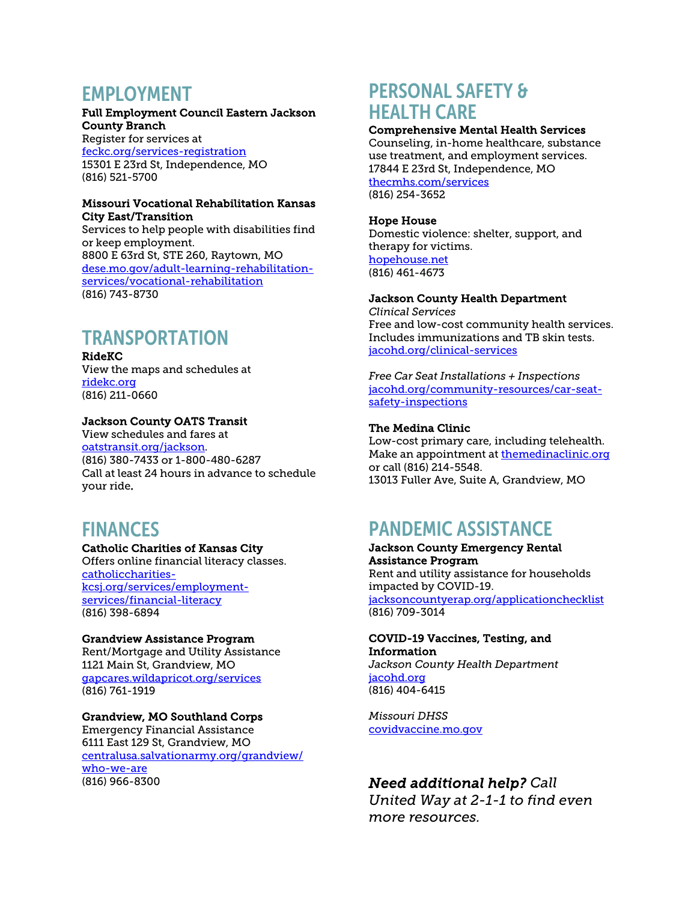## EMPLOYMENT

**Full Employment Council Eastern Jackson County Branch**
Register for services at
feckc.org/services-registration
15301 E 23rd St, Independence, MO
(816) 521-5700

**Missouri Vocational Rehabilitation Kansas City East/Transition**
Services to help people with disabilities find or keep employment.
8800 E 63rd St, STE 260, Raytown, MO
dese.mo.gov/adult-learning-rehabilitation-services/vocational-rehabilitation
(816) 743-8730

## TRANSPORTATION

**RideKC**
View the maps and schedules at
ridekc.org
(816) 211-0660

**Jackson County OATS Transit**
View schedules and fares at
oatstransit.org/jackson.
(816) 380-7433 or 1-800-480-6287
Call at least 24 hours in advance to schedule your ride.

## FINANCES

**Catholic Charities of Kansas City**
Offers online financial literacy classes.
catholiccharities-kcsj.org/services/employment-services/financial-literacy
(816) 398-6894

**Grandview Assistance Program**
Rent/Mortgage and Utility Assistance
1121 Main St, Grandview, MO
gapcares.wildapricot.org/services
(816) 761-1919

**Grandview, MO Southland Corps**
Emergency Financial Assistance
6111 East 129 St, Grandview, MO
centralusa.salvationarmy.org/grandview/who-we-are
(816) 966-8300

## PERSONAL SAFETY & HEALTH CARE

**Comprehensive Mental Health Services**
Counseling, in-home healthcare, substance use treatment, and employment services.
17844 E 23rd St, Independence, MO
thecmhs.com/services
(816) 254-3652

**Hope House**
Domestic violence: shelter, support, and therapy for victims.
hopehouse.net
(816) 461-4673

**Jackson County Health Department**
*Clinical Services*
Free and low-cost community health services. Includes immunizations and TB skin tests.
jacohd.org/clinical-services

*Free Car Seat Installations + Inspections*
jacohd.org/community-resources/car-seat-safety-inspections

**The Medina Clinic**
Low-cost primary care, including telehealth. Make an appointment at themedinaclinic.org or call (816) 214-5548.
13013 Fuller Ave, Suite A, Grandview, MO

## PANDEMIC ASSISTANCE

**Jackson County Emergency Rental Assistance Program**
Rent and utility assistance for households impacted by COVID-19.
jacksoncountyerap.org/applicationchecklist
(816) 709-3014

**COVID-19 Vaccines, Testing, and Information**
*Jackson County Health Department*
jacohd.org
(816) 404-6415

*Missouri DHSS*
covidvaccine.mo.gov

***Need additional help?*** *Call United Way at 2-1-1 to find even more resources.*